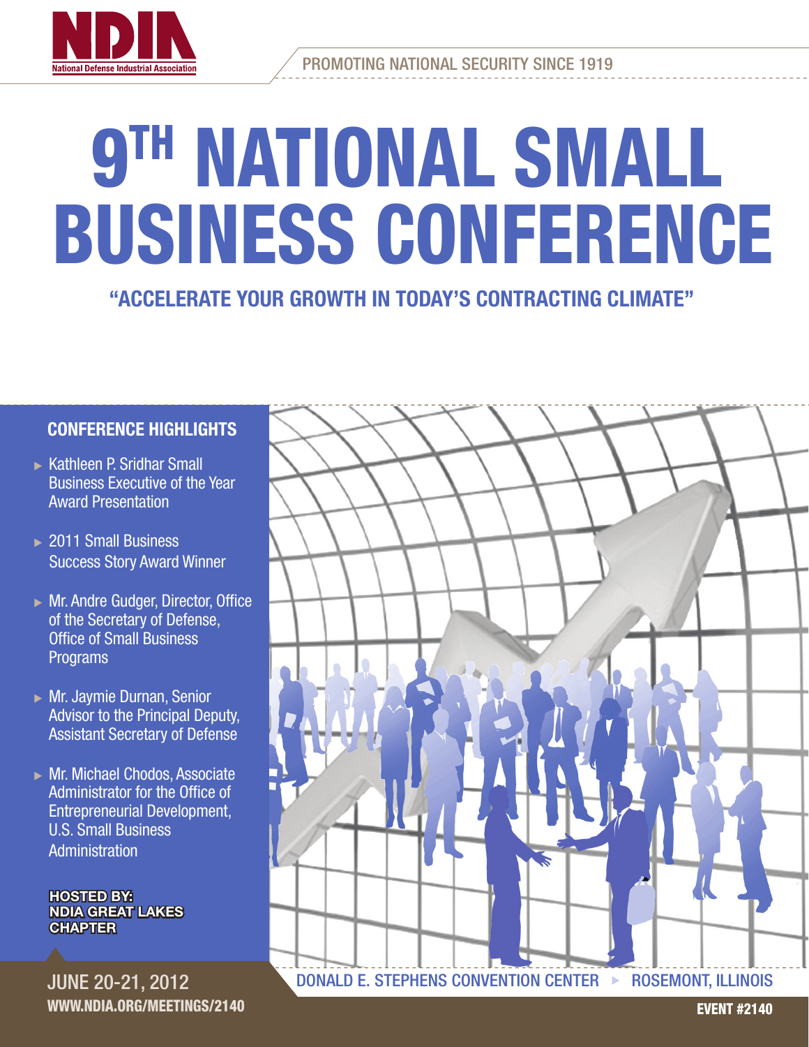NDIA
National Defense Industrial Association

PROMOTING NATIONAL SECURITY SINCE 1919

# 9TH NATIONAL SMALL BUSINESS CONFERENCE

## "ACCELERATE YOUR GROWTH IN TODAY'S CONTRACTING CLIMATE"

### CONFERENCE HIGHLIGHTS

- Kathleen P. Sridhar Small Business Executive of the Year Award Presentation
- 2011 Small Business Success Story Award Winner
- Mr. Andre Gudger, Director, Office of the Secretary of Defense, Office of Small Business Programs
- Mr. Jaymie Durnan, Senior Advisor to the Principal Deputy, Assistant Secretary of Defense
- Mr. Michael Chodos, Associate Administrator for the Office of Entrepreneurial Development, U.S. Small Business Administration

**HOSTED BY: NDIA GREAT LAKES CHAPTER**

JUNE 20-21, 2012
**WWW.NDIA.ORG/MEETINGS/2140**

DONALD E. STEPHENS CONVENTION CENTER ▸ ROSEMONT, ILLINOIS

**EVENT #2140**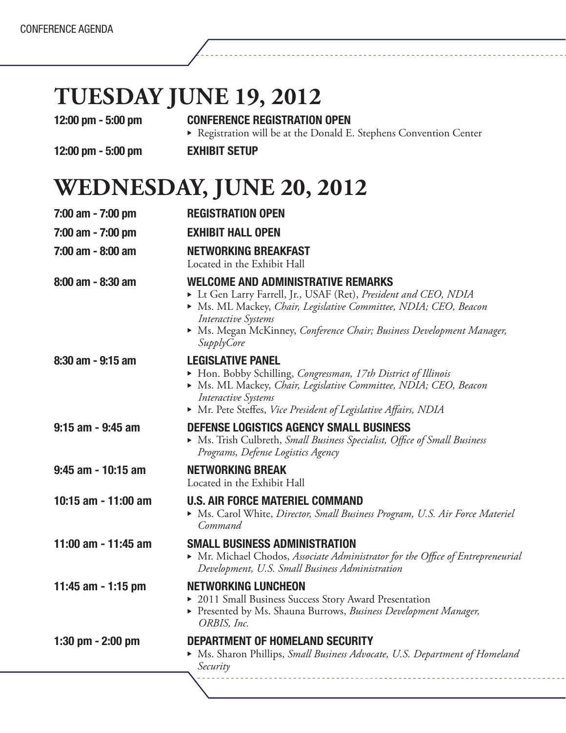# TUESDAY JUNE 19, 2012

**12:00 pm - 5:00 pm** **CONFERENCE REGISTRATION OPEN**

- Registration will be at the Donald E. Stephens Convention Center

**12:00 pm - 5:00 pm** **EXHIBIT SETUP**

# WEDNESDAY, JUNE 20, 2012

**7:00 am - 7:00 pm** **REGISTRATION OPEN**

**7:00 am - 7:00 pm** **EXHIBIT HALL OPEN**

**7:00 am - 8:00 am** **NETWORKING BREAKFAST**

Located in the Exhibit Hall

**8:00 am - 8:30 am** **WELCOME AND ADMINISTRATIVE REMARKS**

- Lt Gen Larry Farrell, Jr., USAF (Ret), *President and CEO, NDIA*
- Ms. ML Mackey, *Chair, Legislative Committee, NDIA; CEO, Beacon Interactive Systems*
- Ms. Megan McKinney, *Conference Chair; Business Development Manager, SupplyCore*

**8:30 am - 9:15 am** **LEGISLATIVE PANEL**

- Hon. Bobby Schilling, *Congressman, 17th District of Illinois*
- Ms. ML Mackey, *Chair, Legislative Committee, NDIA; CEO, Beacon Interactive Systems*
- Mr. Pete Steffes, *Vice President of Legislative Affairs, NDIA*

**9:15 am - 9:45 am** **DEFENSE LOGISTICS AGENCY SMALL BUSINESS**

- Ms. Trish Culbreth, *Small Business Specialist, Office of Small Business Programs, Defense Logistics Agency*

**9:45 am - 10:15 am** **NETWORKING BREAK**

Located in the Exhibit Hall

**10:15 am - 11:00 am** **U.S. AIR FORCE MATERIEL COMMAND**

- Ms. Carol White, *Director, Small Business Program, U.S. Air Force Materiel Command*

**11:00 am - 11:45 am** **SMALL BUSINESS ADMINISTRATION**

- Mr. Michael Chodos, *Associate Administrator for the Office of Entrepreneurial Development, U.S. Small Business Administration*

**11:45 am - 1:15 pm** **NETWORKING LUNCHEON**

- 2011 Small Business Success Story Award Presentation
- Presented by Ms. Shauna Burrows, *Business Development Manager, ORBIS, Inc.*

**1:30 pm - 2:00 pm** **DEPARTMENT OF HOMELAND SECURITY**

- Ms. Sharon Phillips, *Small Business Advocate, U.S. Department of Homeland Security*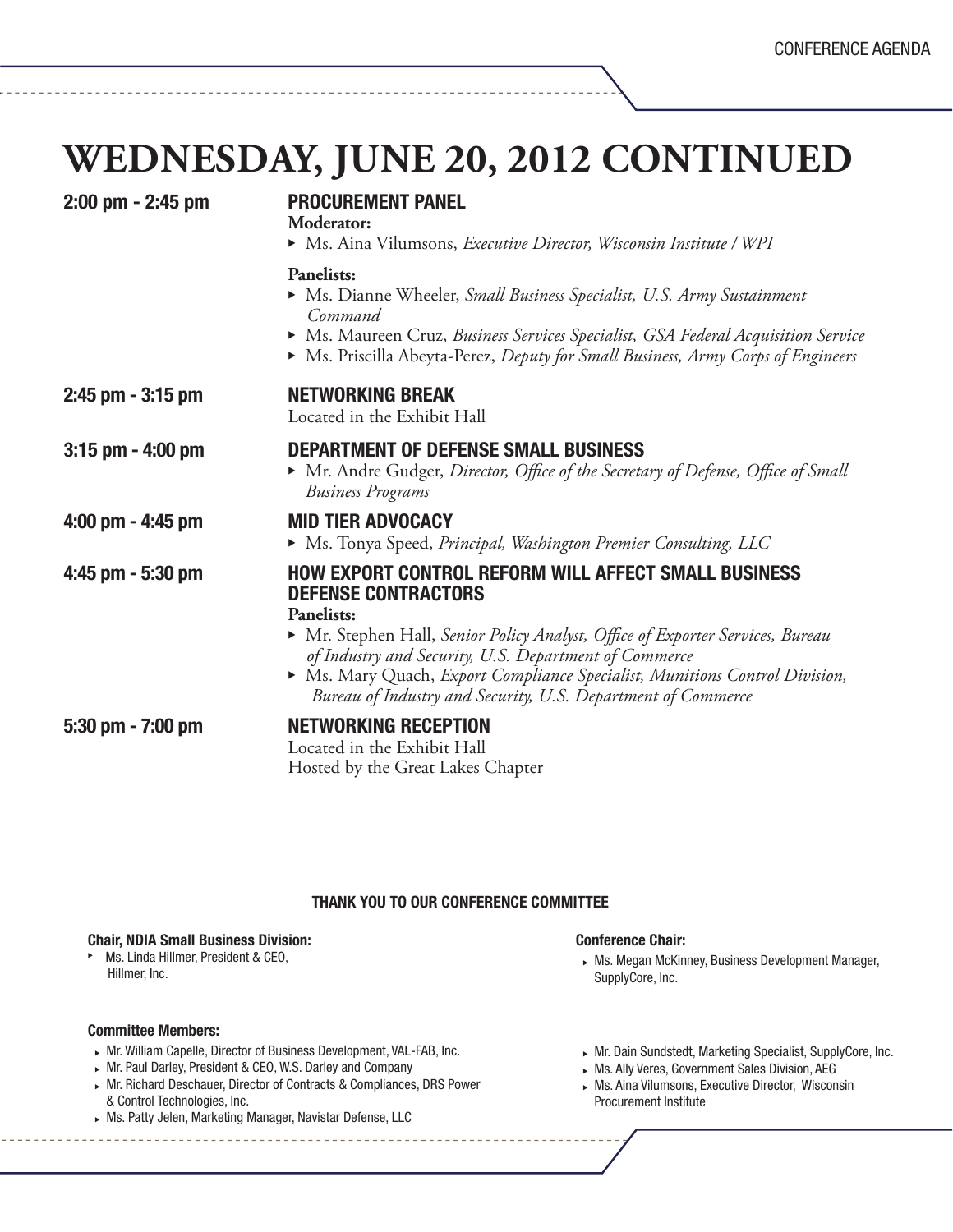# WEDNESDAY, JUNE 20, 2012 CONTINUED

**2:00 pm - 2:45 pm**

## PROCUREMENT PANEL

**Moderator:**

- Ms. Aina Vilumsons, *Executive Director, Wisconsin Institute / WPI*

**Panelists:**

- Ms. Dianne Wheeler, *Small Business Specialist, U.S. Army Sustainment Command*
- Ms. Maureen Cruz, *Business Services Specialist, GSA Federal Acquisition Service*
- Ms. Priscilla Abeyta-Perez, *Deputy for Small Business, Army Corps of Engineers*

**2:45 pm - 3:15 pm**

## NETWORKING BREAK

Located in the Exhibit Hall

**3:15 pm - 4:00 pm**

## DEPARTMENT OF DEFENSE SMALL BUSINESS

- Mr. Andre Gudger, *Director, Office of the Secretary of Defense, Office of Small Business Programs*

**4:00 pm - 4:45 pm**

## MID TIER ADVOCACY

- Ms. Tonya Speed, *Principal, Washington Premier Consulting, LLC*

**4:45 pm - 5:30 pm**

## HOW EXPORT CONTROL REFORM WILL AFFECT SMALL BUSINESS DEFENSE CONTRACTORS

**Panelists:**

- Mr. Stephen Hall, *Senior Policy Analyst, Office of Exporter Services, Bureau of Industry and Security, U.S. Department of Commerce*
- Ms. Mary Quach, *Export Compliance Specialist, Munitions Control Division, Bureau of Industry and Security, U.S. Department of Commerce*

**5:30 pm - 7:00 pm**

## NETWORKING RECEPTION

Located in the Exhibit Hall

Hosted by the Great Lakes Chapter

### THANK YOU TO OUR CONFERENCE COMMITTEE

**Chair, NDIA Small Business Division:**

- Ms. Linda Hillmer, President & CEO, Hillmer, Inc.

**Conference Chair:**

- Ms. Megan McKinney, Business Development Manager, SupplyCore, Inc.

**Committee Members:**

- Mr. William Capelle, Director of Business Development, VAL-FAB, Inc.
- Mr. Paul Darley, President & CEO, W.S. Darley and Company
- Mr. Richard Deschauer, Director of Contracts & Compliances, DRS Power & Control Technologies, Inc.
- Ms. Patty Jelen, Marketing Manager, Navistar Defense, LLC
- Mr. Dain Sundstedt, Marketing Specialist, SupplyCore, Inc.
- Ms. Ally Veres, Government Sales Division, AEG
- Ms. Aina Vilumsons, Executive Director, Wisconsin Procurement Institute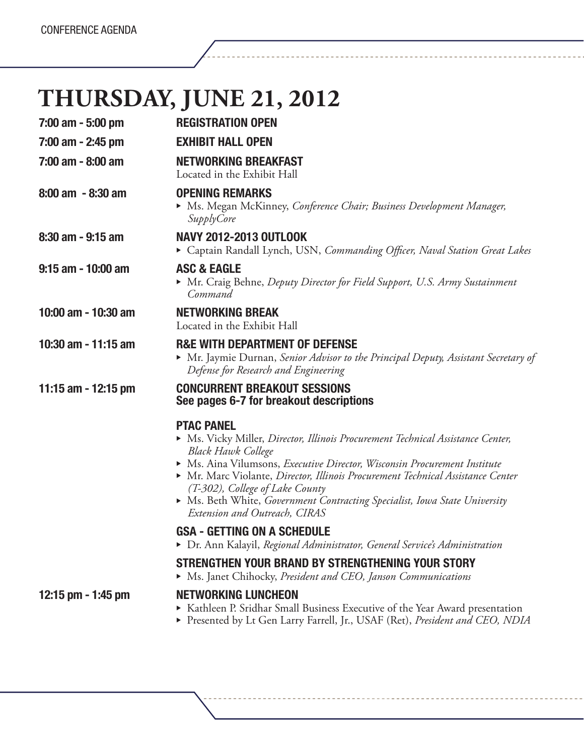# THURSDAY, JUNE 21, 2012

**7:00 am - 5:00 pm** — **REGISTRATION OPEN**

**7:00 am - 2:45 pm** — **EXHIBIT HALL OPEN**

**7:00 am - 8:00 am** — **NETWORKING BREAKFAST**
Located in the Exhibit Hall

**8:00 am - 8:30 am** — **OPENING REMARKS**
- Ms. Megan McKinney, *Conference Chair; Business Development Manager, SupplyCore*

**8:30 am - 9:15 am** — **NAVY 2012-2013 OUTLOOK**
- Captain Randall Lynch, USN, *Commanding Officer, Naval Station Great Lakes*

**9:15 am - 10:00 am** — **ASC & EAGLE**
- Mr. Craig Behne, *Deputy Director for Field Support, U.S. Army Sustainment Command*

**10:00 am - 10:30 am** — **NETWORKING BREAK**
Located in the Exhibit Hall

**10:30 am - 11:15 am** — **R&E WITH DEPARTMENT OF DEFENSE**
- Mr. Jaymie Durnan, *Senior Advisor to the Principal Deputy, Assistant Secretary of Defense for Research and Engineering*

**11:15 am - 12:15 pm** — **CONCURRENT BREAKOUT SESSIONS**
**See pages 6-7 for breakout descriptions**

**PTAC PANEL**
- Ms. Vicky Miller, *Director, Illinois Procurement Technical Assistance Center, Black Hawk College*
- Ms. Aina Vilumsons, *Executive Director, Wisconsin Procurement Institute*
- Mr. Marc Violante, *Director, Illinois Procurement Technical Assistance Center (T-302), College of Lake County*
- Ms. Beth White, *Government Contracting Specialist, Iowa State University Extension and Outreach, CIRAS*

**GSA - GETTING ON A SCHEDULE**
- Dr. Ann Kalayil, *Regional Administrator, General Service's Administration*

**STRENGTHEN YOUR BRAND BY STRENGTHENING YOUR STORY**
- Ms. Janet Chihocky, *President and CEO, Janson Communications*

**12:15 pm - 1:45 pm** — **NETWORKING LUNCHEON**
- Kathleen P. Sridhar Small Business Executive of the Year Award presentation
- Presented by Lt Gen Larry Farrell, Jr., USAF (Ret), *President and CEO, NDIA*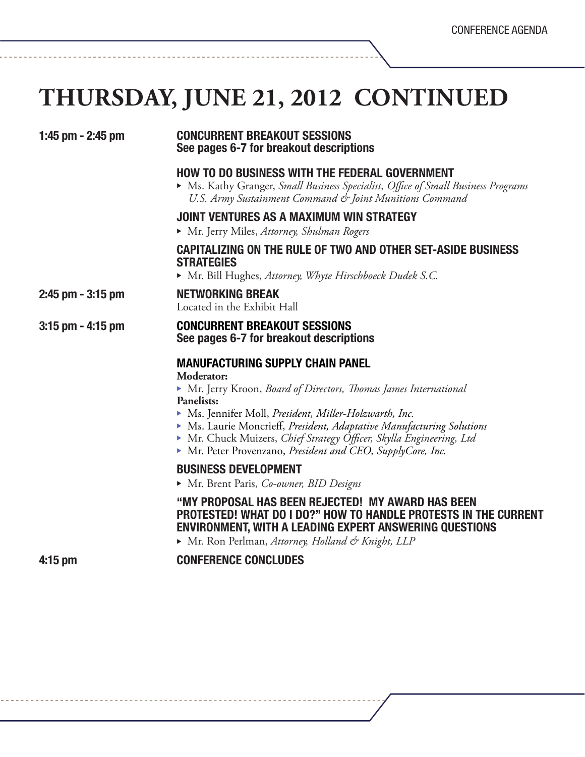# THURSDAY, JUNE 21, 2012 CONTINUED

**1:45 pm - 2:45 pm**

**CONCURRENT BREAKOUT SESSIONS**
**See pages 6-7 for breakout descriptions**

**HOW TO DO BUSINESS WITH THE FEDERAL GOVERNMENT**

- Ms. Kathy Granger, *Small Business Specialist, Office of Small Business Programs U.S. Army Sustainment Command & Joint Munitions Command*

**JOINT VENTURES AS A MAXIMUM WIN STRATEGY**

- Mr. Jerry Miles, *Attorney, Shulman Rogers*

**CAPITALIZING ON THE RULE OF TWO AND OTHER SET-ASIDE BUSINESS STRATEGIES**

- Mr. Bill Hughes, *Attorney, Whyte Hirschboeck Dudek S.C.*

**2:45 pm - 3:15 pm**

**NETWORKING BREAK**
Located in the Exhibit Hall

**3:15 pm - 4:15 pm**

**CONCURRENT BREAKOUT SESSIONS**
**See pages 6-7 for breakout descriptions**

**MANUFACTURING SUPPLY CHAIN PANEL**

**Moderator:**

- Mr. Jerry Kroon, *Board of Directors, Thomas James International*

**Panelists:**

- Ms. Jennifer Moll, *President, Miller-Holzwarth, Inc.*
- Ms. Laurie Moncrieff, *President, Adaptative Manufacturing Solutions*
- Mr. Chuck Muizers, *Chief Strategy Officer, Skylla Engineering, Ltd*
- Mr. Peter Provenzano, *President and CEO, SupplyCore, Inc.*

**BUSINESS DEVELOPMENT**

- Mr. Brent Paris, *Co-owner, BID Designs*

**"MY PROPOSAL HAS BEEN REJECTED! MY AWARD HAS BEEN PROTESTED! WHAT DO I DO?" HOW TO HANDLE PROTESTS IN THE CURRENT ENVIRONMENT, WITH A LEADING EXPERT ANSWERING QUESTIONS**

- Mr. Ron Perlman, *Attorney, Holland & Knight, LLP*

**4:15 pm**

**CONFERENCE CONCLUDES**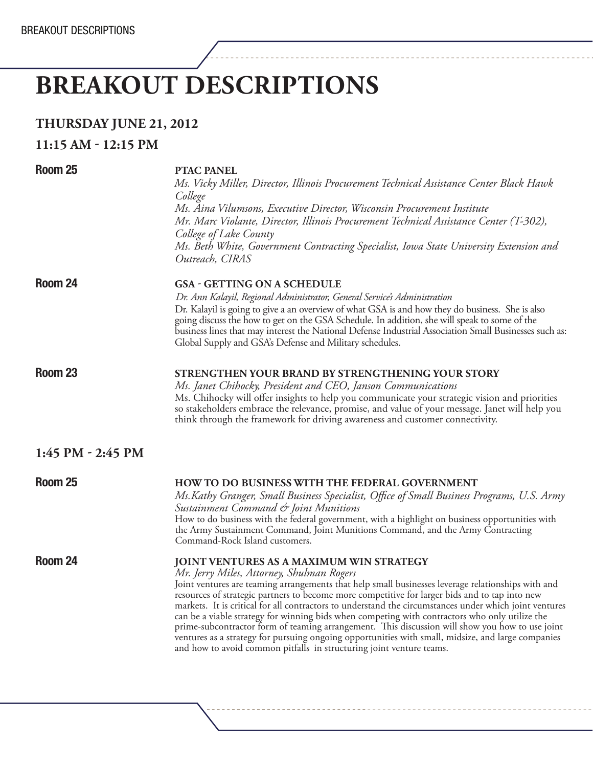# BREAKOUT DESCRIPTIONS

## THURSDAY JUNE 21, 2012

### 11:15 AM - 12:15 PM

**Room 25**

**PTAC PANEL**

*Ms. Vicky Miller, Director, Illinois Procurement Technical Assistance Center Black Hawk College*
*Ms. Aina Vilumsons, Executive Director, Wisconsin Procurement Institute*
*Mr. Marc Violante, Director, Illinois Procurement Technical Assistance Center (T-302), College of Lake County*
*Ms. Beth White, Government Contracting Specialist, Iowa State University Extension and Outreach, CIRAS*

**Room 24**

**GSA - GETTING ON A SCHEDULE**

*Dr. Ann Kalayil, Regional Administrator, General Service's Administration*

Dr. Kalayil is going to give a an overview of what GSA is and how they do business. She is also going discuss the how to get on the GSA Schedule. In addition, she will speak to some of the business lines that may interest the National Defense Industrial Association Small Businesses such as: Global Supply and GSA's Defense and Military schedules.

**Room 23**

**STRENGTHEN YOUR BRAND BY STRENGTHENING YOUR STORY**

*Ms. Janet Chihocky, President and CEO, Janson Communications*

Ms. Chihocky will offer insights to help you communicate your strategic vision and priorities so stakeholders embrace the relevance, promise, and value of your message. Janet will help you think through the framework for driving awareness and customer connectivity.

### 1:45 PM - 2:45 PM

**Room 25**

**HOW TO DO BUSINESS WITH THE FEDERAL GOVERNMENT**

*Ms.Kathy Granger, Small Business Specialist, Office of Small Business Programs, U.S. Army Sustainment Command & Joint Munitions*

How to do business with the federal government, with a highlight on business opportunities with the Army Sustainment Command, Joint Munitions Command, and the Army Contracting Command-Rock Island customers.

**Room 24**

**JOINT VENTURES AS A MAXIMUM WIN STRATEGY**

*Mr. Jerry Miles, Attorney, Shulman Rogers*

Joint ventures are teaming arrangements that help small businesses leverage relationships with and resources of strategic partners to become more competitive for larger bids and to tap into new markets. It is critical for all contractors to understand the circumstances under which joint ventures can be a viable strategy for winning bids when competing with contractors who only utilize the prime-subcontractor form of teaming arrangement. This discussion will show you how to use joint ventures as a strategy for pursuing ongoing opportunities with small, midsize, and large companies and how to avoid common pitfalls in structuring joint venture teams.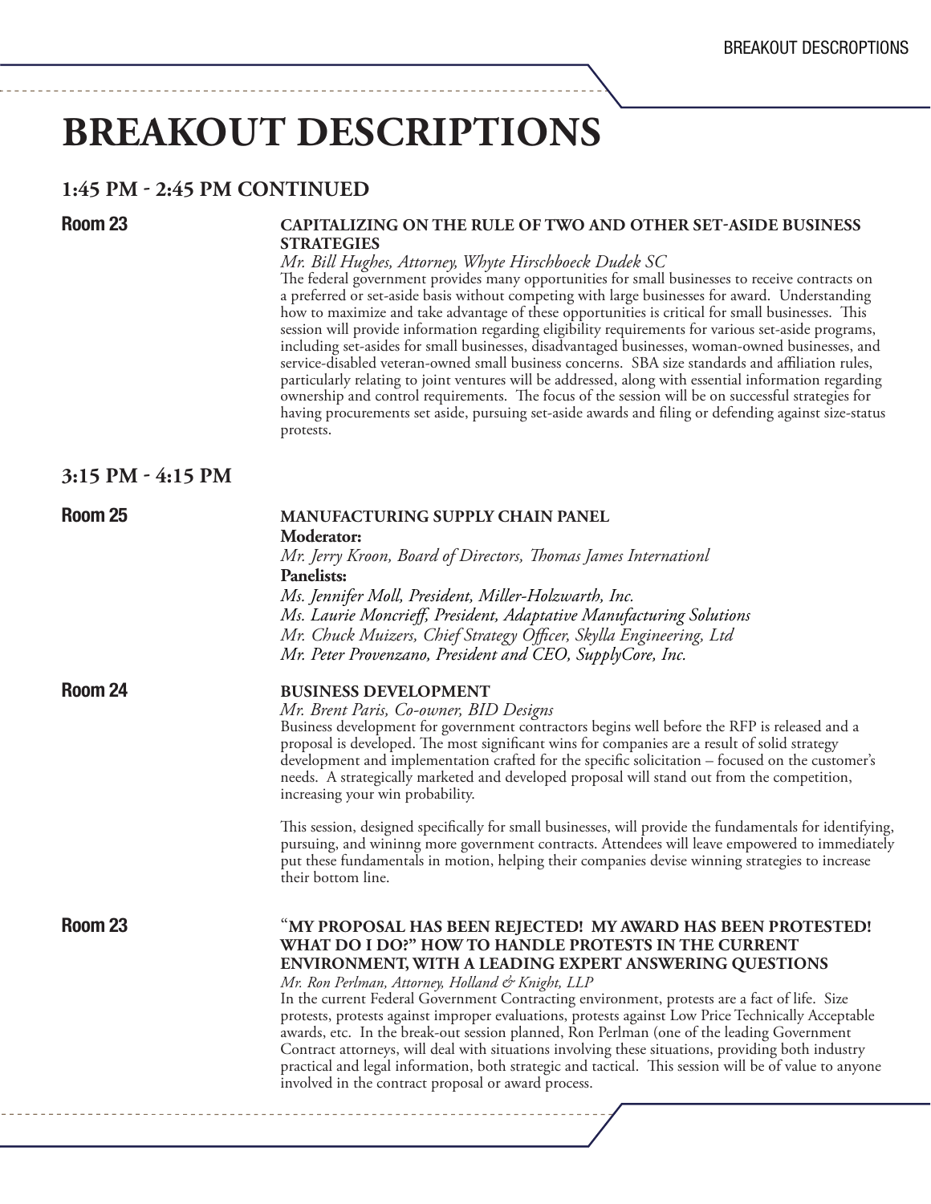# BREAKOUT DESCRIPTIONS

## 1:45 PM - 2:45 PM CONTINUED

**Room 23**

**CAPITALIZING ON THE RULE OF TWO AND OTHER SET-ASIDE BUSINESS STRATEGIES**

*Mr. Bill Hughes, Attorney, Whyte Hirschboeck Dudek SC*

The federal government provides many opportunities for small businesses to receive contracts on a preferred or set-aside basis without competing with large businesses for award. Understanding how to maximize and take advantage of these opportunities is critical for small businesses. This session will provide information regarding eligibility requirements for various set-aside programs, including set-asides for small businesses, disadvantaged businesses, woman-owned businesses, and service-disabled veteran-owned small business concerns. SBA size standards and affiliation rules, particularly relating to joint ventures will be addressed, along with essential information regarding ownership and control requirements. The focus of the session will be on successful strategies for having procurements set aside, pursuing set-aside awards and filing or defending against size-status protests.

## 3:15 PM - 4:15 PM

**Room 25**

**MANUFACTURING SUPPLY CHAIN PANEL**

**Moderator:**

*Mr. Jerry Kroon, Board of Directors, Thomas James Internationl*

**Panelists:**

*Ms. Jennifer Moll, President, Miller-Holzwarth, Inc.*
*Ms. Laurie Moncrieff, President, Adaptative Manufacturing Solutions*
*Mr. Chuck Muizers, Chief Strategy Officer, Skylla Engineering, Ltd*
*Mr. Peter Provenzano, President and CEO, SupplyCore, Inc.*

**Room 24**

**BUSINESS DEVELOPMENT**

*Mr. Brent Paris, Co-owner, BID Designs*

Business development for government contractors begins well before the RFP is released and a proposal is developed. The most significant wins for companies are a result of solid strategy development and implementation crafted for the specific solicitation – focused on the customer's needs. A strategically marketed and developed proposal will stand out from the competition, increasing your win probability.

This session, designed specifically for small businesses, will provide the fundamentals for identifying, pursuing, and wininng more government contracts. Attendees will leave empowered to immediately put these fundamentals in motion, helping their companies devise winning strategies to increase their bottom line.

**Room 23**

**"MY PROPOSAL HAS BEEN REJECTED! MY AWARD HAS BEEN PROTESTED! WHAT DO I DO?" HOW TO HANDLE PROTESTS IN THE CURRENT ENVIRONMENT, WITH A LEADING EXPERT ANSWERING QUESTIONS**

*Mr. Ron Perlman, Attorney, Holland & Knight, LLP*

In the current Federal Government Contracting environment, protests are a fact of life. Size protests, protests against improper evaluations, protests against Low Price Technically Acceptable awards, etc. In the break-out session planned, Ron Perlman (one of the leading Government Contract attorneys, will deal with situations involving these situations, providing both industry practical and legal information, both strategic and tactical. This session will be of value to anyone involved in the contract proposal or award process.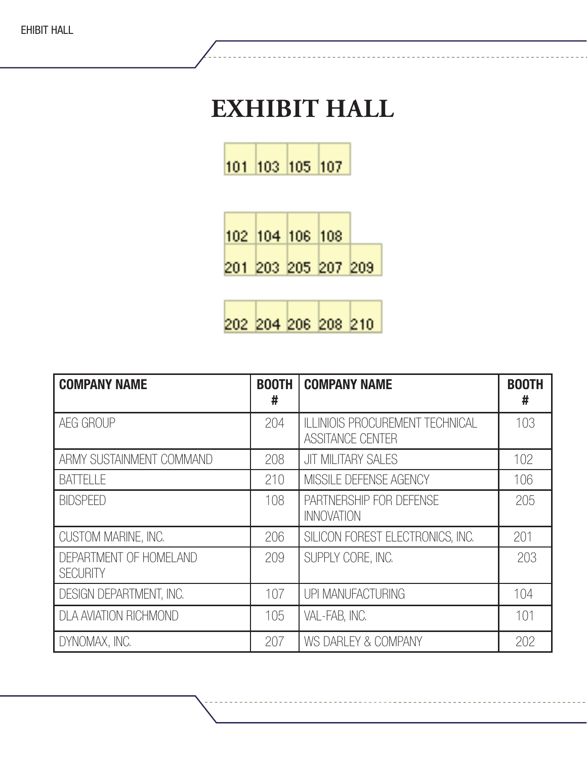# EXHIBIT HALL

| 101 | 103 | 105 | 107 |
|---|---|---|---|

| 102 | 104 | 106 | 108 | |
|---|---|---|---|---|
| 201 | 203 | 205 | 207 | 209 |

| 202 | 204 | 206 | 208 | 210 |
|---|---|---|---|---|

| COMPANY NAME | BOOTH # | COMPANY NAME | BOOTH # |
|---|---|---|---|
| AEG GROUP | 204 | ILLINIOIS PROCUREMENT TECHNICAL ASSITANCE CENTER | 103 |
| ARMY SUSTAINMENT COMMAND | 208 | JIT MILITARY SALES | 102 |
| BATTELLE | 210 | MISSILE DEFENSE AGENCY | 106 |
| BIDSPEED | 108 | PARTNERSHIP FOR DEFENSE INNOVATION | 205 |
| CUSTOM MARINE, INC. | 206 | SILICON FOREST ELECTRONICS, INC. | 201 |
| DEPARTMENT OF HOMELAND SECURITY | 209 | SUPPLY CORE, INC. | 203 |
| DESIGN DEPARTMENT, INC. | 107 | UPI MANUFACTURING | 104 |
| DLA AVIATION RICHMOND | 105 | VAL-FAB, INC. | 101 |
| DYNOMAX, INC. | 207 | WS DARLEY & COMPANY | 202 |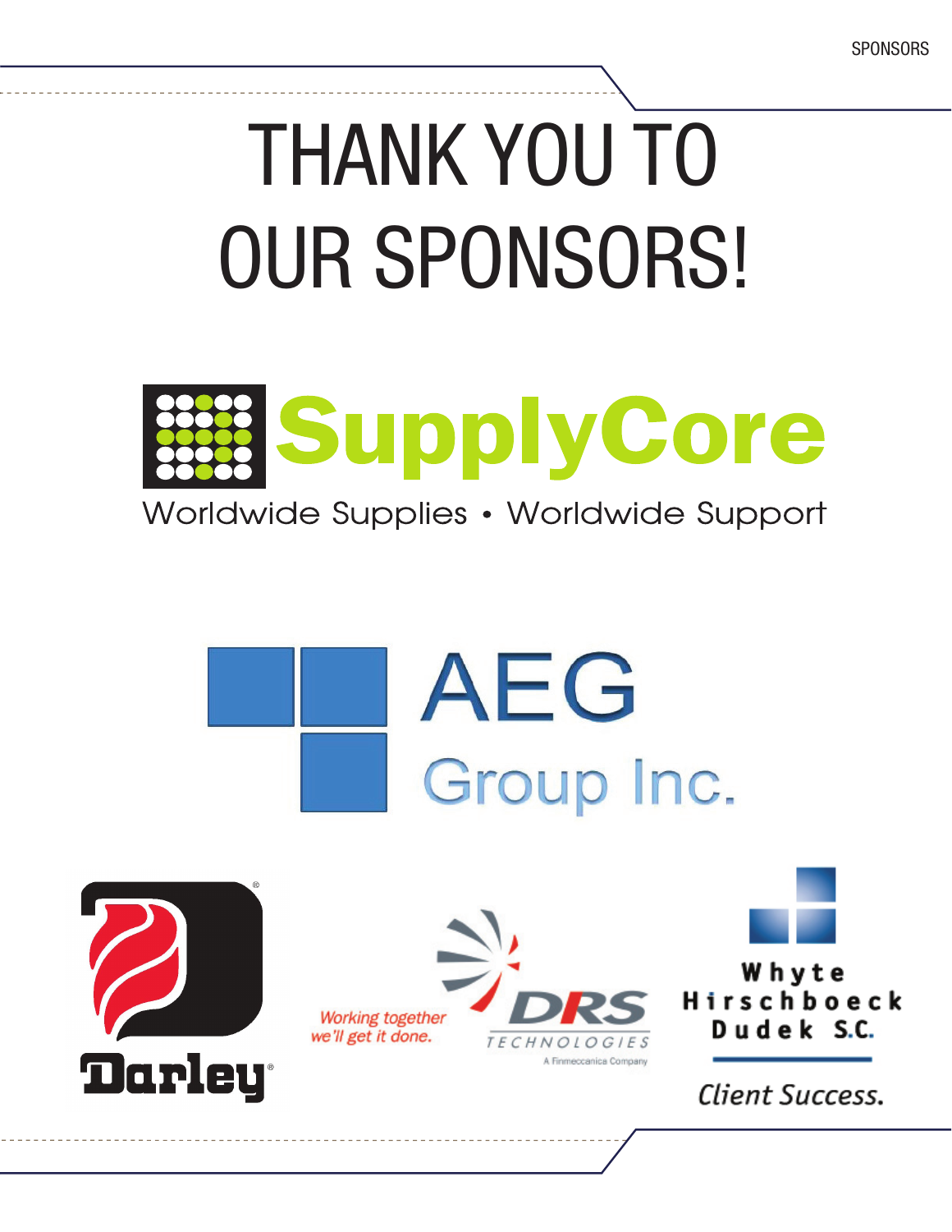# THANK YOU TO OUR SPONSORS!

SupplyCore

Worldwide Supplies • Worldwide Support

AEG Group Inc.

Darley

Working together we'll get it done.

DRS TECHNOLOGIES

A Finmeccanica Company

Whyte Hirschboeck Dudek S.C.

Client Success.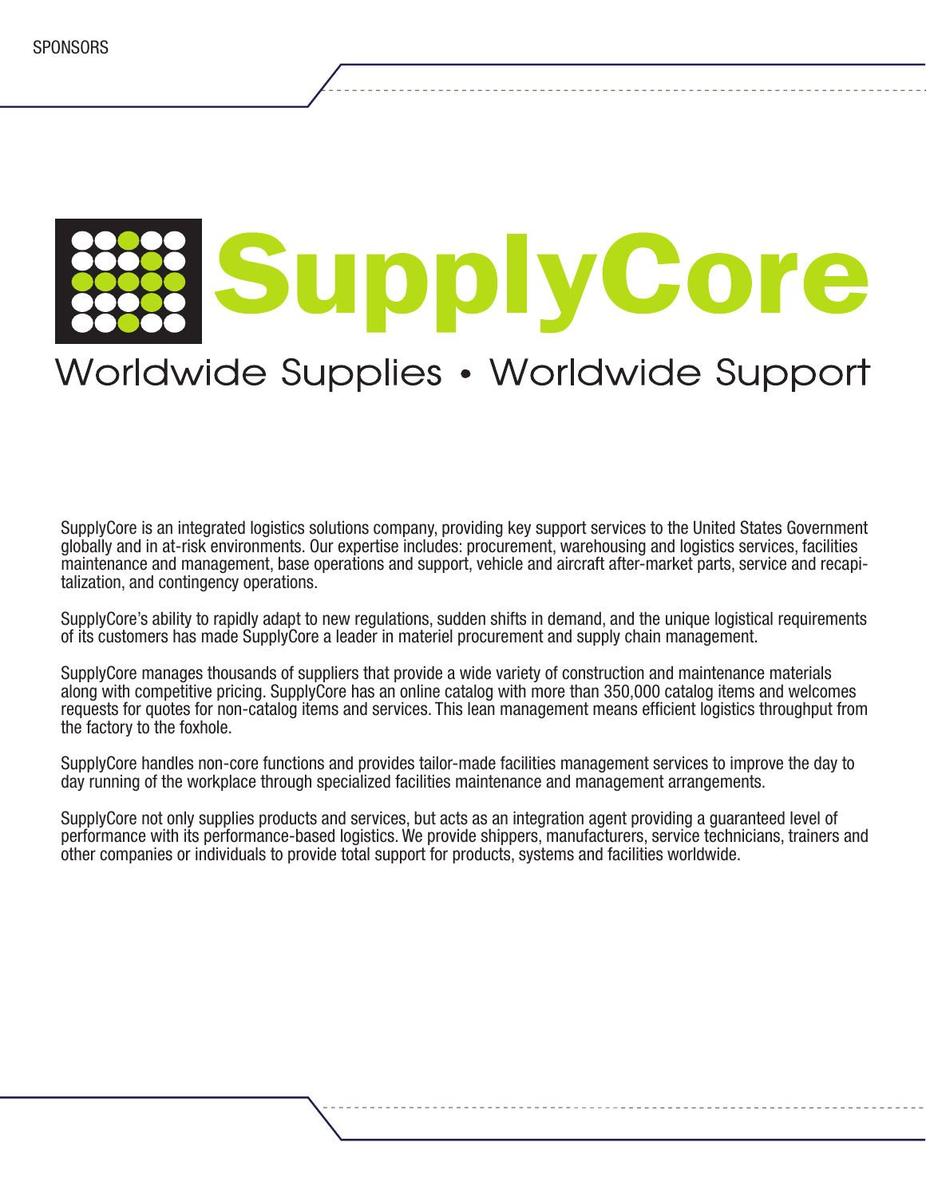# SupplyCore

Worldwide Supplies • Worldwide Support

SupplyCore is an integrated logistics solutions company, providing key support services to the United States Government globally and in at-risk environments. Our expertise includes: procurement, warehousing and logistics services, facilities maintenance and management, base operations and support, vehicle and aircraft after-market parts, service and recapitalization, and contingency operations.

SupplyCore's ability to rapidly adapt to new regulations, sudden shifts in demand, and the unique logistical requirements of its customers has made SupplyCore a leader in materiel procurement and supply chain management.

SupplyCore manages thousands of suppliers that provide a wide variety of construction and maintenance materials along with competitive pricing. SupplyCore has an online catalog with more than 350,000 catalog items and welcomes requests for quotes for non-catalog items and services. This lean management means efficient logistics throughput from the factory to the foxhole.

SupplyCore handles non-core functions and provides tailor-made facilities management services to improve the day to day running of the workplace through specialized facilities maintenance and management arrangements.

SupplyCore not only supplies products and services, but acts as an integration agent providing a guaranteed level of performance with its performance-based logistics. We provide shippers, manufacturers, service technicians, trainers and other companies or individuals to provide total support for products, systems and facilities worldwide.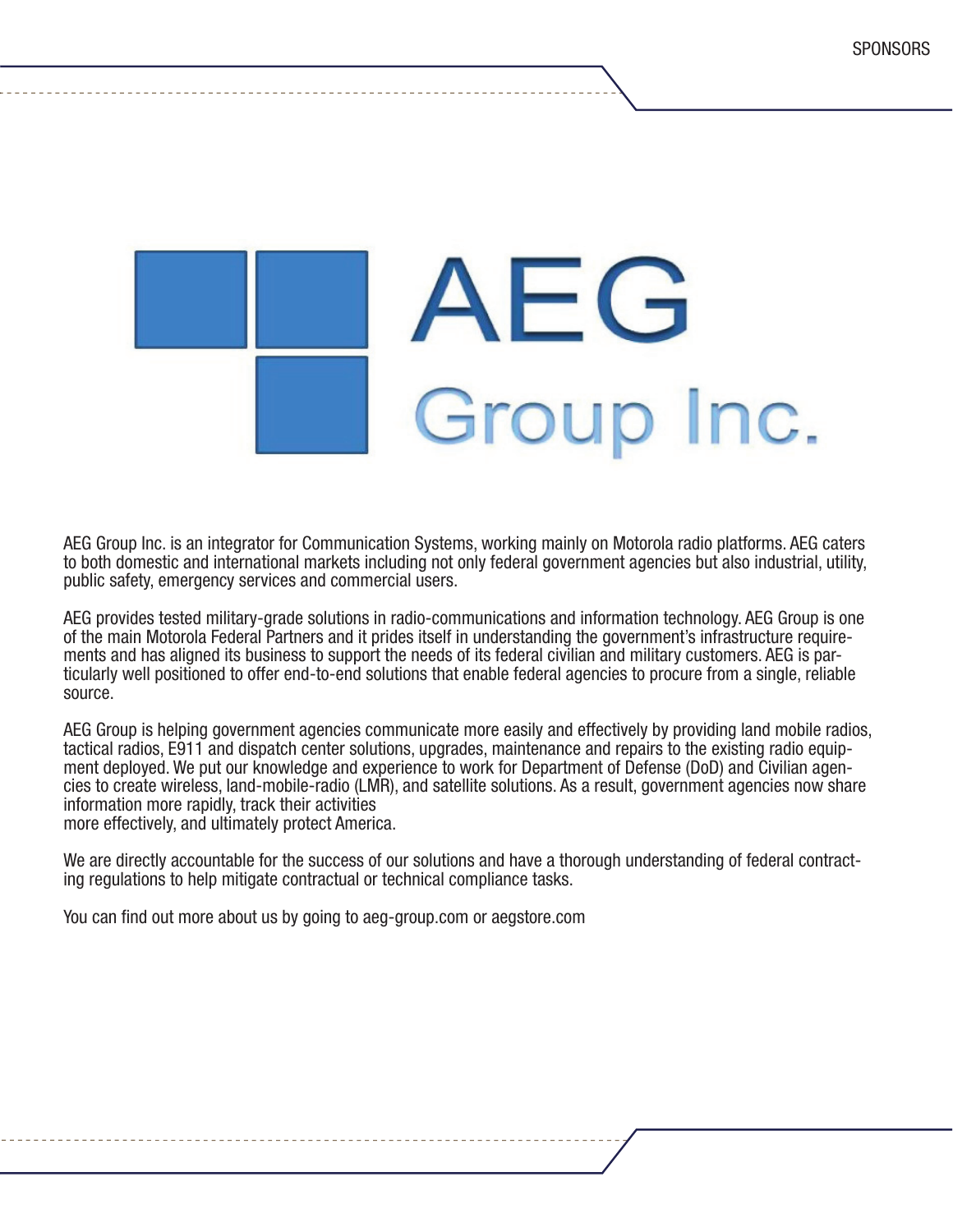AEG Group Inc. is an integrator for Communication Systems, working mainly on Motorola radio platforms. AEG caters to both domestic and international markets including not only federal government agencies but also industrial, utility, public safety, emergency services and commercial users.

AEG provides tested military-grade solutions in radio-communications and information technology. AEG Group is one of the main Motorola Federal Partners and it prides itself in understanding the government's infrastructure requirements and has aligned its business to support the needs of its federal civilian and military customers. AEG is particularly well positioned to offer end-to-end solutions that enable federal agencies to procure from a single, reliable source.

AEG Group is helping government agencies communicate more easily and effectively by providing land mobile radios, tactical radios, E911 and dispatch center solutions, upgrades, maintenance and repairs to the existing radio equipment deployed. We put our knowledge and experience to work for Department of Defense (DoD) and Civilian agencies to create wireless, land-mobile-radio (LMR), and satellite solutions. As a result, government agencies now share information more rapidly, track their activities more effectively, and ultimately protect America.

We are directly accountable for the success of our solutions and have a thorough understanding of federal contracting regulations to help mitigate contractual or technical compliance tasks.

You can find out more about us by going to aeg-group.com or aegstore.com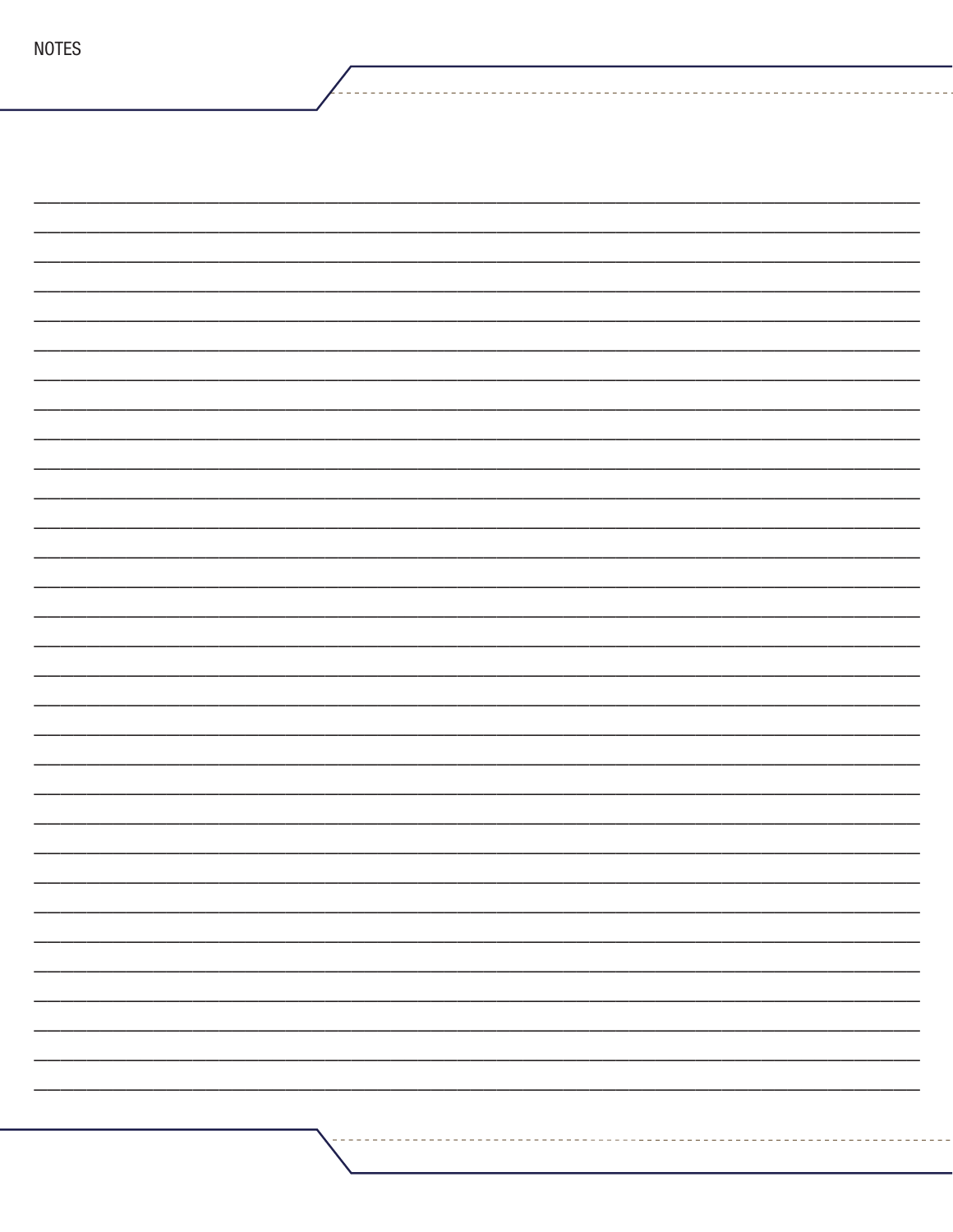NOTES